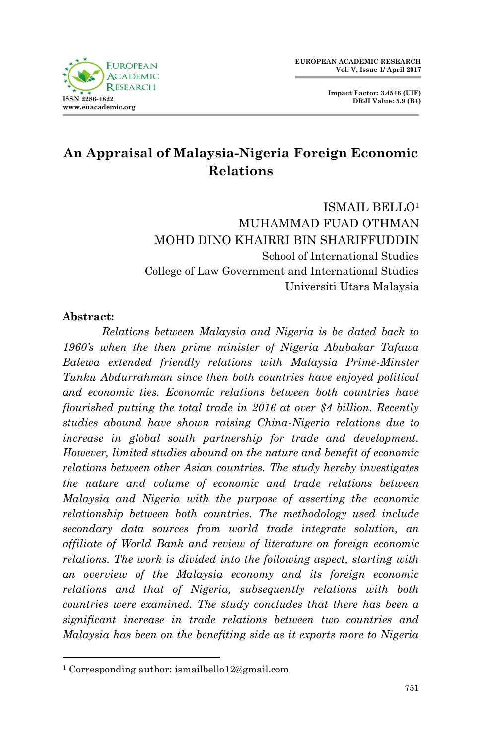# An Appraisal of Malaysia-Nigeria Foreign Economic Relations

ISMAIL BELLO[1]
MUHAMMAD FUAD OTHMAN
MOHD DINO KHAIRRI BIN SHARIFFUDDIN
School of International Studies
College of Law Government and International Studies
Universiti Utara Malaysia

**Abstract:**

*Relations between Malaysia and Nigeria is be dated back to 1960's when the then prime minister of Nigeria Abubakar Tafawa Balewa extended friendly relations with Malaysia Prime-Minster Tunku Abdurrahman since then both countries have enjoyed political and economic ties. Economic relations between both countries have flourished putting the total trade in 2016 at over $4 billion. Recently studies abound have shown raising China-Nigeria relations due to increase in global south partnership for trade and development. However, limited studies abound on the nature and benefit of economic relations between other Asian countries. The study hereby investigates the nature and volume of economic and trade relations between Malaysia and Nigeria with the purpose of asserting the economic relationship between both countries. The methodology used include secondary data sources from world trade integrate solution, an affiliate of World Bank and review of literature on foreign economic relations. The work is divided into the following aspect, starting with an overview of the Malaysia economy and its foreign economic relations and that of Nigeria, subsequently relations with both countries were examined. The study concludes that there has been a significant increase in trade relations between two countries and Malaysia has been on the benefiting side as it exports more to Nigeria*

[1] Corresponding author: ismailbello12@gmail.com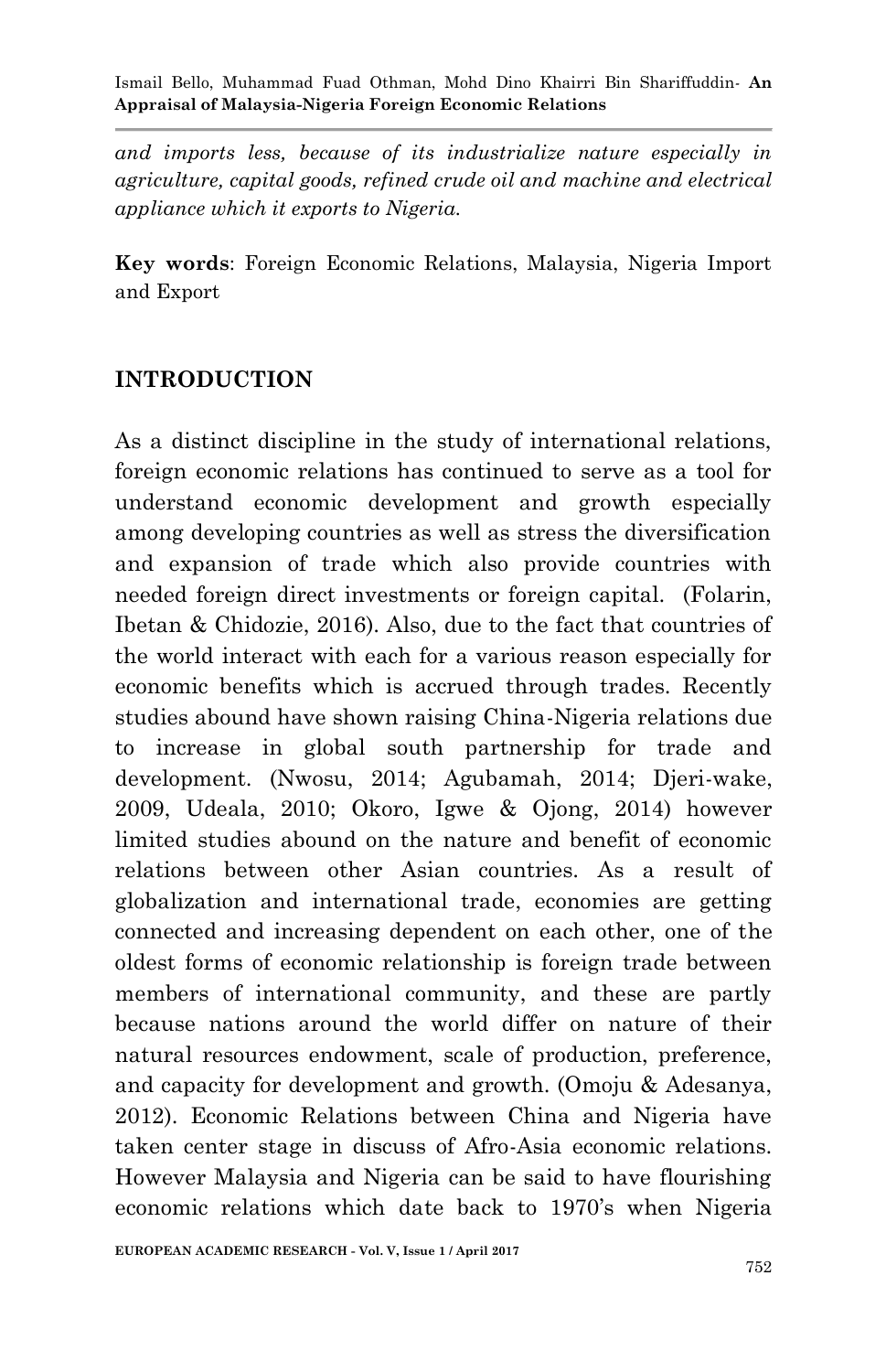*and imports less, because of its industrialize nature especially in agriculture, capital goods, refined crude oil and machine and electrical appliance which it exports to Nigeria.*

**Key words**: Foreign Economic Relations, Malaysia, Nigeria Import and Export

## INTRODUCTION

As a distinct discipline in the study of international relations, foreign economic relations has continued to serve as a tool for understand economic development and growth especially among developing countries as well as stress the diversification and expansion of trade which also provide countries with needed foreign direct investments or foreign capital. (Folarin, Ibetan & Chidozie, 2016). Also, due to the fact that countries of the world interact with each for a various reason especially for economic benefits which is accrued through trades. Recently studies abound have shown raising China-Nigeria relations due to increase in global south partnership for trade and development. (Nwosu, 2014; Agubamah, 2014; Djeri-wake, 2009, Udeala, 2010; Okoro, Igwe & Ojong, 2014) however limited studies abound on the nature and benefit of economic relations between other Asian countries. As a result of globalization and international trade, economies are getting connected and increasing dependent on each other, one of the oldest forms of economic relationship is foreign trade between members of international community, and these are partly because nations around the world differ on nature of their natural resources endowment, scale of production, preference, and capacity for development and growth. (Omoju & Adesanya, 2012). Economic Relations between China and Nigeria have taken center stage in discuss of Afro-Asia economic relations. However Malaysia and Nigeria can be said to have flourishing economic relations which date back to 1970's when Nigeria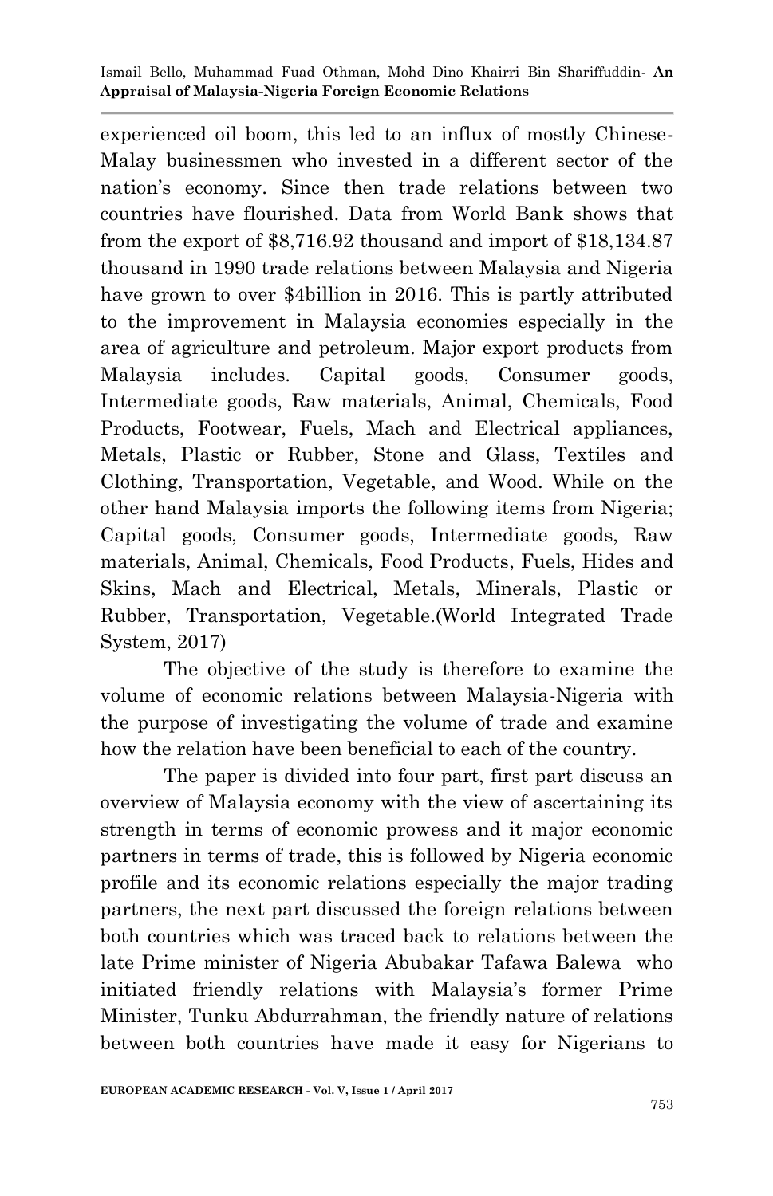experienced oil boom, this led to an influx of mostly Chinese-Malay businessmen who invested in a different sector of the nation's economy. Since then trade relations between two countries have flourished. Data from World Bank shows that from the export of $8,716.92 thousand and import of $18,134.87 thousand in 1990 trade relations between Malaysia and Nigeria have grown to over $4billion in 2016. This is partly attributed to the improvement in Malaysia economies especially in the area of agriculture and petroleum. Major export products from Malaysia includes. Capital goods, Consumer goods, Intermediate goods, Raw materials, Animal, Chemicals, Food Products, Footwear, Fuels, Mach and Electrical appliances, Metals, Plastic or Rubber, Stone and Glass, Textiles and Clothing, Transportation, Vegetable, and Wood. While on the other hand Malaysia imports the following items from Nigeria; Capital goods, Consumer goods, Intermediate goods, Raw materials, Animal, Chemicals, Food Products, Fuels, Hides and Skins, Mach and Electrical, Metals, Minerals, Plastic or Rubber, Transportation, Vegetable.(World Integrated Trade System, 2017)

The objective of the study is therefore to examine the volume of economic relations between Malaysia-Nigeria with the purpose of investigating the volume of trade and examine how the relation have been beneficial to each of the country.

The paper is divided into four part, first part discuss an overview of Malaysia economy with the view of ascertaining its strength in terms of economic prowess and it major economic partners in terms of trade, this is followed by Nigeria economic profile and its economic relations especially the major trading partners, the next part discussed the foreign relations between both countries which was traced back to relations between the late Prime minister of Nigeria Abubakar Tafawa Balewa who initiated friendly relations with Malaysia's former Prime Minister, Tunku Abdurrahman, the friendly nature of relations between both countries have made it easy for Nigerians to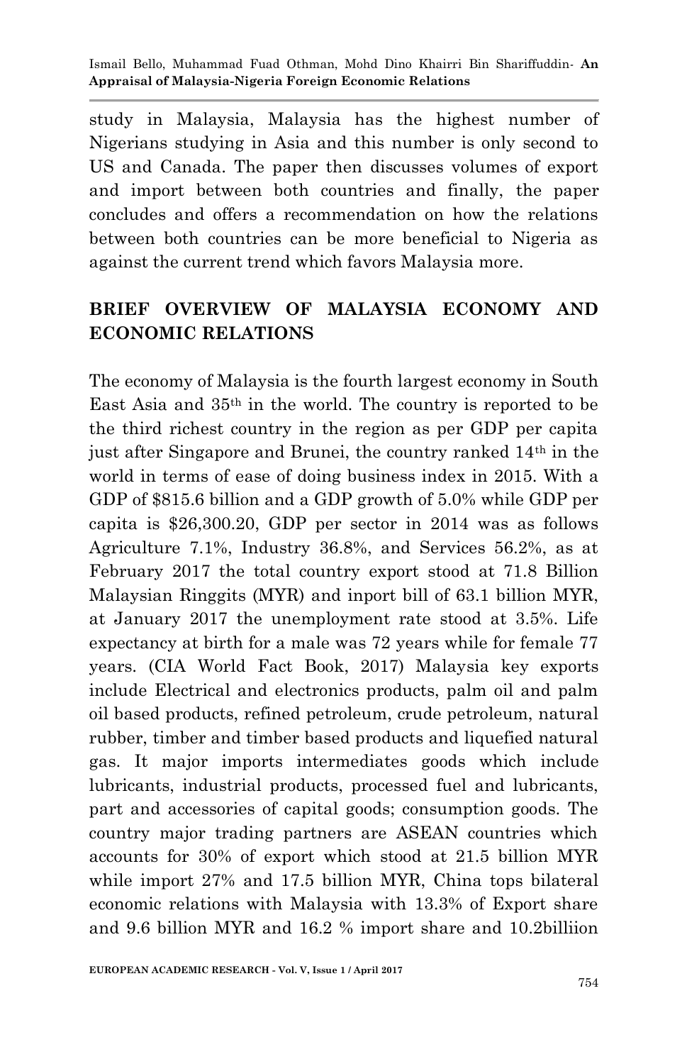study in Malaysia, Malaysia has the highest number of Nigerians studying in Asia and this number is only second to US and Canada. The paper then discusses volumes of export and import between both countries and finally, the paper concludes and offers a recommendation on how the relations between both countries can be more beneficial to Nigeria as against the current trend which favors Malaysia more.

## BRIEF OVERVIEW OF MALAYSIA ECONOMY AND ECONOMIC RELATIONS

The economy of Malaysia is the fourth largest economy in South East Asia and 35th in the world. The country is reported to be the third richest country in the region as per GDP per capita just after Singapore and Brunei, the country ranked 14th in the world in terms of ease of doing business index in 2015. With a GDP of $815.6 billion and a GDP growth of 5.0% while GDP per capita is $26,300.20, GDP per sector in 2014 was as follows Agriculture 7.1%, Industry 36.8%, and Services 56.2%, as at February 2017 the total country export stood at 71.8 Billion Malaysian Ringgits (MYR) and inport bill of 63.1 billion MYR, at January 2017 the unemployment rate stood at 3.5%. Life expectancy at birth for a male was 72 years while for female 77 years. (CIA World Fact Book, 2017) Malaysia key exports include Electrical and electronics products, palm oil and palm oil based products, refined petroleum, crude petroleum, natural rubber, timber and timber based products and liquefied natural gas. It major imports intermediates goods which include lubricants, industrial products, processed fuel and lubricants, part and accessories of capital goods; consumption goods. The country major trading partners are ASEAN countries which accounts for 30% of export which stood at 21.5 billion MYR while import 27% and 17.5 billion MYR, China tops bilateral economic relations with Malaysia with 13.3% of Export share and 9.6 billion MYR and 16.2 % import share and 10.2billiion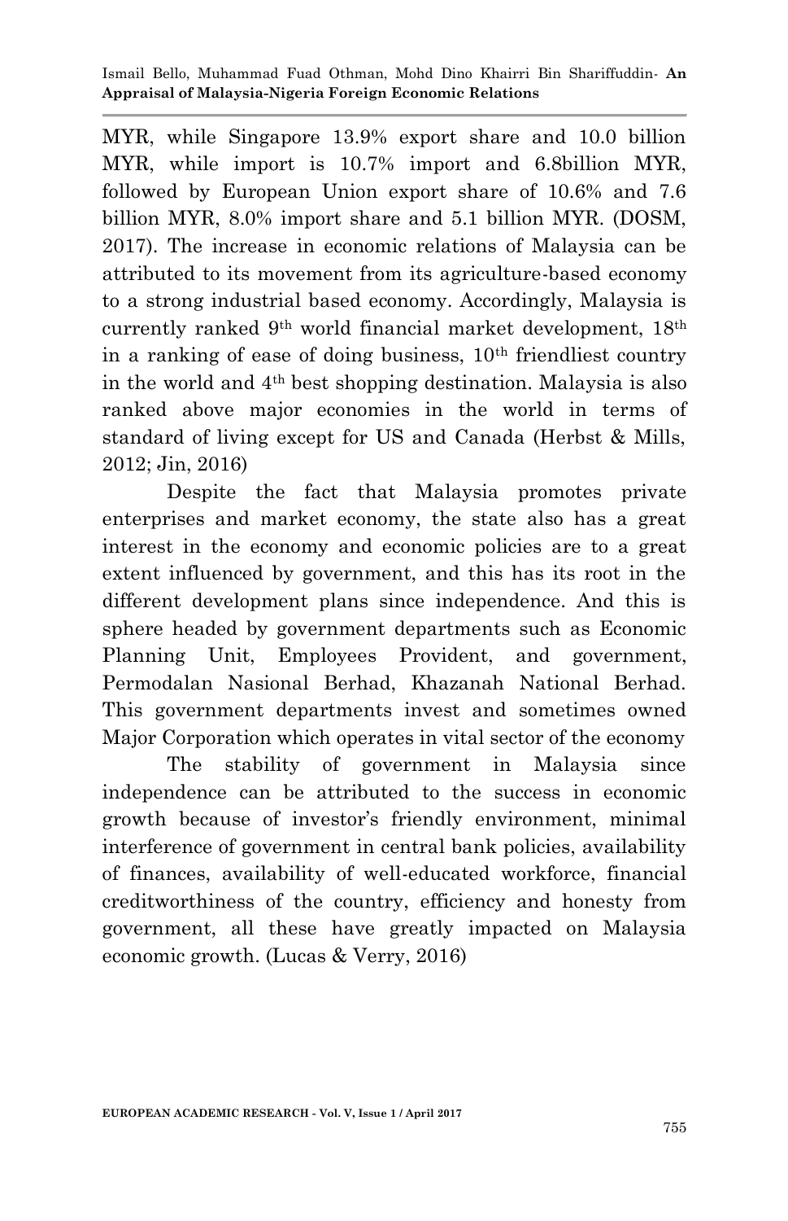MYR, while Singapore 13.9% export share and 10.0 billion MYR, while import is 10.7% import and 6.8billion MYR, followed by European Union export share of 10.6% and 7.6 billion MYR, 8.0% import share and 5.1 billion MYR. (DOSM, 2017). The increase in economic relations of Malaysia can be attributed to its movement from its agriculture-based economy to a strong industrial based economy. Accordingly, Malaysia is currently ranked 9th world financial market development, 18th in a ranking of ease of doing business, 10th friendliest country in the world and 4th best shopping destination. Malaysia is also ranked above major economies in the world in terms of standard of living except for US and Canada (Herbst & Mills, 2012; Jin, 2016)

Despite the fact that Malaysia promotes private enterprises and market economy, the state also has a great interest in the economy and economic policies are to a great extent influenced by government, and this has its root in the different development plans since independence. And this is sphere headed by government departments such as Economic Planning Unit, Employees Provident, and government, Permodalan Nasional Berhad, Khazanah National Berhad. This government departments invest and sometimes owned Major Corporation which operates in vital sector of the economy

The stability of government in Malaysia since independence can be attributed to the success in economic growth because of investor's friendly environment, minimal interference of government in central bank policies, availability of finances, availability of well-educated workforce, financial creditworthiness of the country, efficiency and honesty from government, all these have greatly impacted on Malaysia economic growth. (Lucas & Verry, 2016)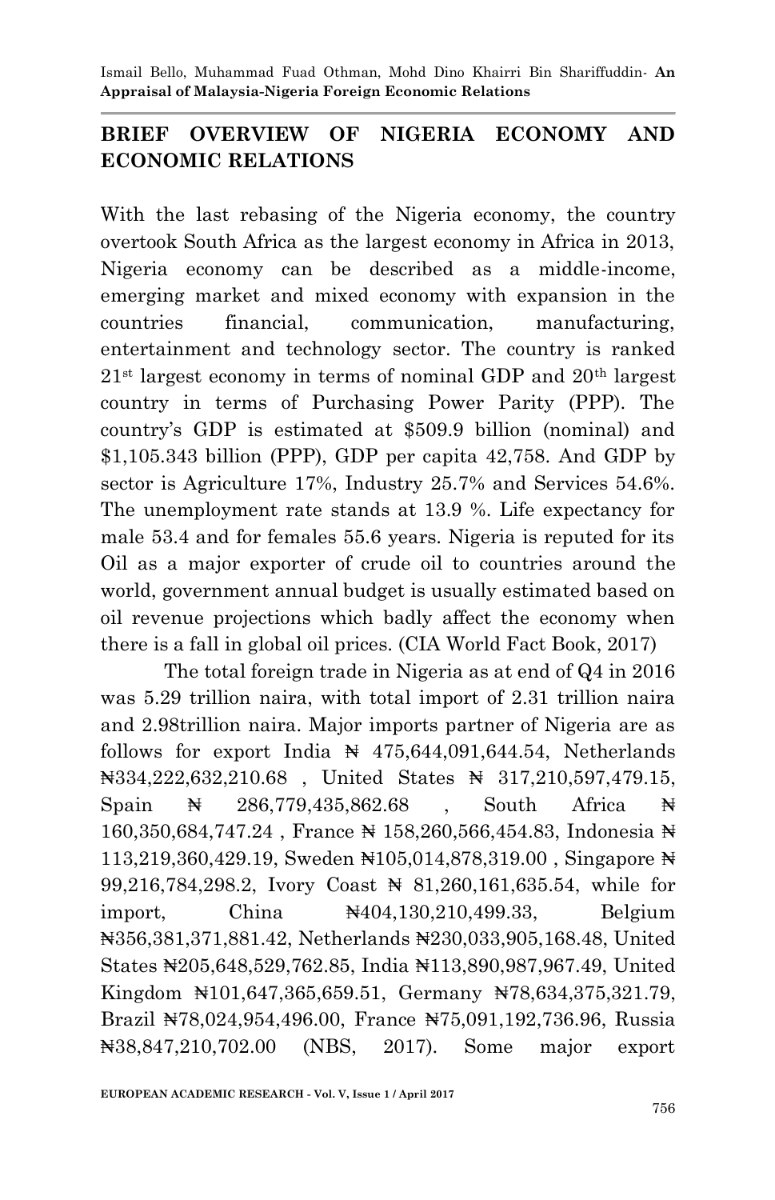## BRIEF OVERVIEW OF NIGERIA ECONOMY AND ECONOMIC RELATIONS

With the last rebasing of the Nigeria economy, the country overtook South Africa as the largest economy in Africa in 2013, Nigeria economy can be described as a middle-income, emerging market and mixed economy with expansion in the countries financial, communication, manufacturing, entertainment and technology sector. The country is ranked 21st largest economy in terms of nominal GDP and 20th largest country in terms of Purchasing Power Parity (PPP). The country's GDP is estimated at $509.9 billion (nominal) and $1,105.343 billion (PPP), GDP per capita 42,758. And GDP by sector is Agriculture 17%, Industry 25.7% and Services 54.6%. The unemployment rate stands at 13.9 %. Life expectancy for male 53.4 and for females 55.6 years. Nigeria is reputed for its Oil as a major exporter of crude oil to countries around the world, government annual budget is usually estimated based on oil revenue projections which badly affect the economy when there is a fall in global oil prices. (CIA World Fact Book, 2017)

The total foreign trade in Nigeria as at end of Q4 in 2016 was 5.29 trillion naira, with total import of 2.31 trillion naira and 2.98trillion naira. Major imports partner of Nigeria are as follows for export India ₦ 475,644,091,644.54, Netherlands ₦334,222,632,210.68 , United States ₦ 317,210,597,479.15, Spain ₦ 286,779,435,862.68 , South Africa ₦ 160,350,684,747.24 , France ₦ 158,260,566,454.83, Indonesia ₦ 113,219,360,429.19, Sweden ₦105,014,878,319.00 , Singapore ₦ 99,216,784,298.2, Ivory Coast ₦ 81,260,161,635.54, while for import, China ₦404,130,210,499.33, Belgium ₦356,381,371,881.42, Netherlands ₦230,033,905,168.48, United States ₦205,648,529,762.85, India ₦113,890,987,967.49, United Kingdom ₦101,647,365,659.51, Germany ₦78,634,375,321.79, Brazil ₦78,024,954,496.00, France ₦75,091,192,736.96, Russia ₦38,847,210,702.00 (NBS, 2017). Some major export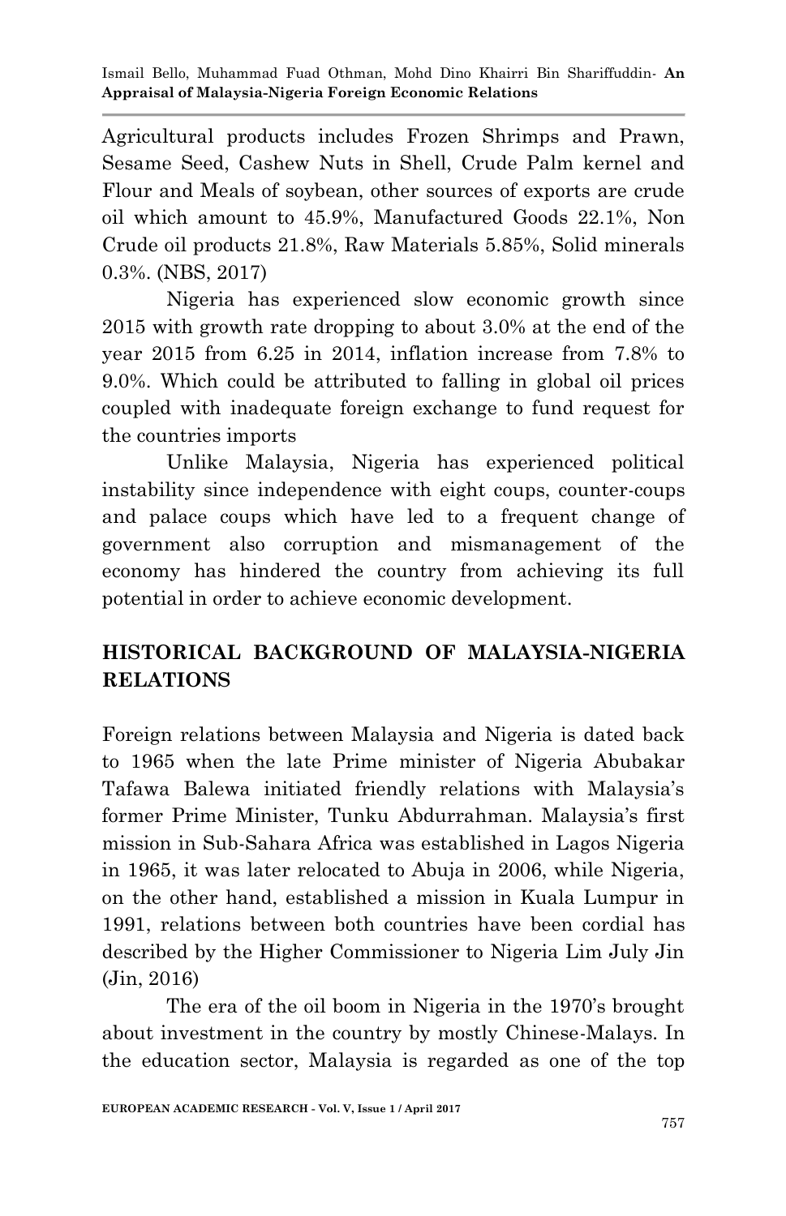Agricultural products includes Frozen Shrimps and Prawn, Sesame Seed, Cashew Nuts in Shell, Crude Palm kernel and Flour and Meals of soybean, other sources of exports are crude oil which amount to 45.9%, Manufactured Goods 22.1%, Non Crude oil products 21.8%, Raw Materials 5.85%, Solid minerals 0.3%. (NBS, 2017)

Nigeria has experienced slow economic growth since 2015 with growth rate dropping to about 3.0% at the end of the year 2015 from 6.25 in 2014, inflation increase from 7.8% to 9.0%. Which could be attributed to falling in global oil prices coupled with inadequate foreign exchange to fund request for the countries imports

Unlike Malaysia, Nigeria has experienced political instability since independence with eight coups, counter-coups and palace coups which have led to a frequent change of government also corruption and mismanagement of the economy has hindered the country from achieving its full potential in order to achieve economic development.

## HISTORICAL BACKGROUND OF MALAYSIA-NIGERIA RELATIONS

Foreign relations between Malaysia and Nigeria is dated back to 1965 when the late Prime minister of Nigeria Abubakar Tafawa Balewa initiated friendly relations with Malaysia's former Prime Minister, Tunku Abdurrahman. Malaysia's first mission in Sub-Sahara Africa was established in Lagos Nigeria in 1965, it was later relocated to Abuja in 2006, while Nigeria, on the other hand, established a mission in Kuala Lumpur in 1991, relations between both countries have been cordial has described by the Higher Commissioner to Nigeria Lim July Jin (Jin, 2016)

The era of the oil boom in Nigeria in the 1970's brought about investment in the country by mostly Chinese-Malays. In the education sector, Malaysia is regarded as one of the top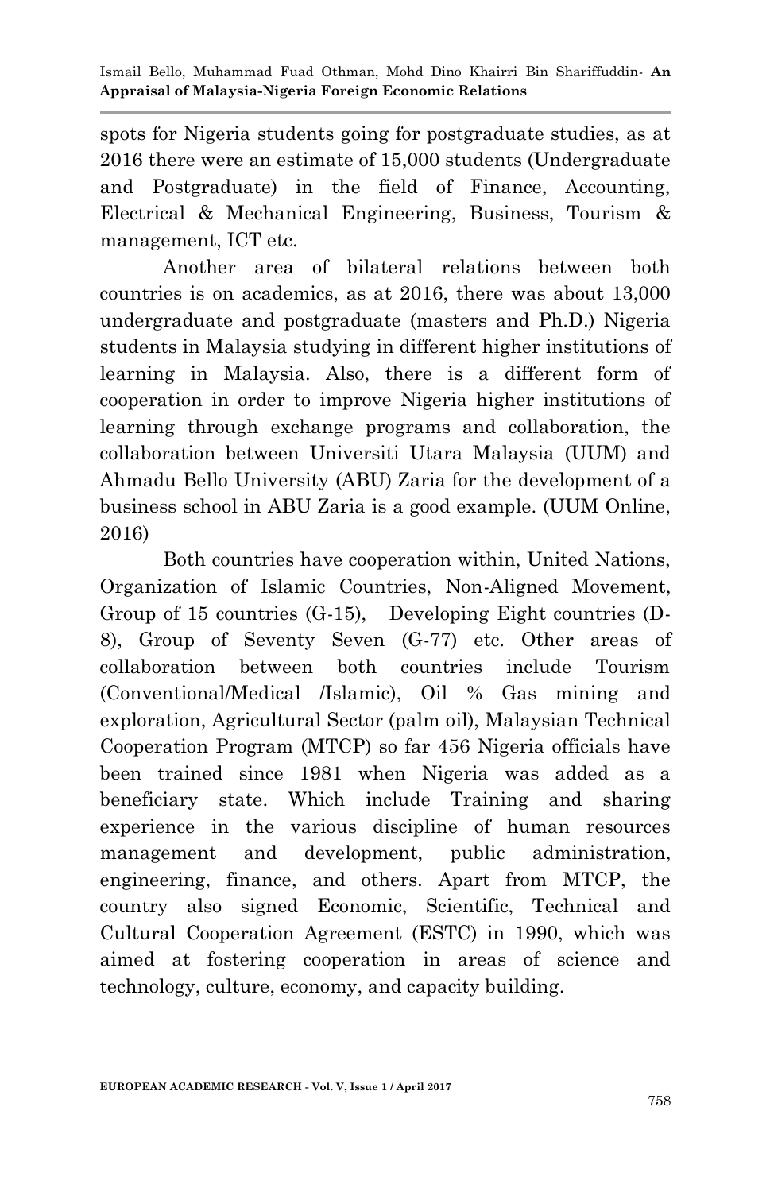spots for Nigeria students going for postgraduate studies, as at 2016 there were an estimate of 15,000 students (Undergraduate and Postgraduate) in the field of Finance, Accounting, Electrical & Mechanical Engineering, Business, Tourism & management, ICT etc.

Another area of bilateral relations between both countries is on academics, as at 2016, there was about 13,000 undergraduate and postgraduate (masters and Ph.D.) Nigeria students in Malaysia studying in different higher institutions of learning in Malaysia. Also, there is a different form of cooperation in order to improve Nigeria higher institutions of learning through exchange programs and collaboration, the collaboration between Universiti Utara Malaysia (UUM) and Ahmadu Bello University (ABU) Zaria for the development of a business school in ABU Zaria is a good example. (UUM Online, 2016)

Both countries have cooperation within, United Nations, Organization of Islamic Countries, Non-Aligned Movement, Group of 15 countries (G-15), Developing Eight countries (D-8), Group of Seventy Seven (G-77) etc. Other areas of collaboration between both countries include Tourism (Conventional/Medical /Islamic), Oil % Gas mining and exploration, Agricultural Sector (palm oil), Malaysian Technical Cooperation Program (MTCP) so far 456 Nigeria officials have been trained since 1981 when Nigeria was added as a beneficiary state. Which include Training and sharing experience in the various discipline of human resources management and development, public administration, engineering, finance, and others. Apart from MTCP, the country also signed Economic, Scientific, Technical and Cultural Cooperation Agreement (ESTC) in 1990, which was aimed at fostering cooperation in areas of science and technology, culture, economy, and capacity building.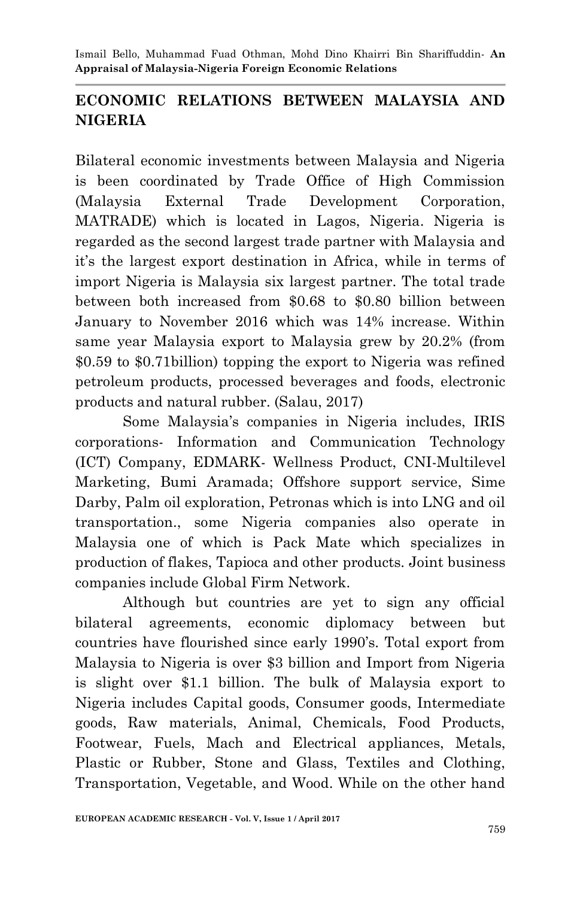## ECONOMIC RELATIONS BETWEEN MALAYSIA AND NIGERIA

Bilateral economic investments between Malaysia and Nigeria is been coordinated by Trade Office of High Commission (Malaysia External Trade Development Corporation, MATRADE) which is located in Lagos, Nigeria. Nigeria is regarded as the second largest trade partner with Malaysia and it's the largest export destination in Africa, while in terms of import Nigeria is Malaysia six largest partner. The total trade between both increased from $0.68 to $0.80 billion between January to November 2016 which was 14% increase. Within same year Malaysia export to Malaysia grew by 20.2% (from $0.59 to $0.71billion) topping the export to Nigeria was refined petroleum products, processed beverages and foods, electronic products and natural rubber. (Salau, 2017)

Some Malaysia's companies in Nigeria includes, IRIS corporations- Information and Communication Technology (ICT) Company, EDMARK- Wellness Product, CNI-Multilevel Marketing, Bumi Aramada; Offshore support service, Sime Darby, Palm oil exploration, Petronas which is into LNG and oil transportation., some Nigeria companies also operate in Malaysia one of which is Pack Mate which specializes in production of flakes, Tapioca and other products. Joint business companies include Global Firm Network.

Although but countries are yet to sign any official bilateral agreements, economic diplomacy between but countries have flourished since early 1990's. Total export from Malaysia to Nigeria is over $3 billion and Import from Nigeria is slight over $1.1 billion. The bulk of Malaysia export to Nigeria includes Capital goods, Consumer goods, Intermediate goods, Raw materials, Animal, Chemicals, Food Products, Footwear, Fuels, Mach and Electrical appliances, Metals, Plastic or Rubber, Stone and Glass, Textiles and Clothing, Transportation, Vegetable, and Wood. While on the other hand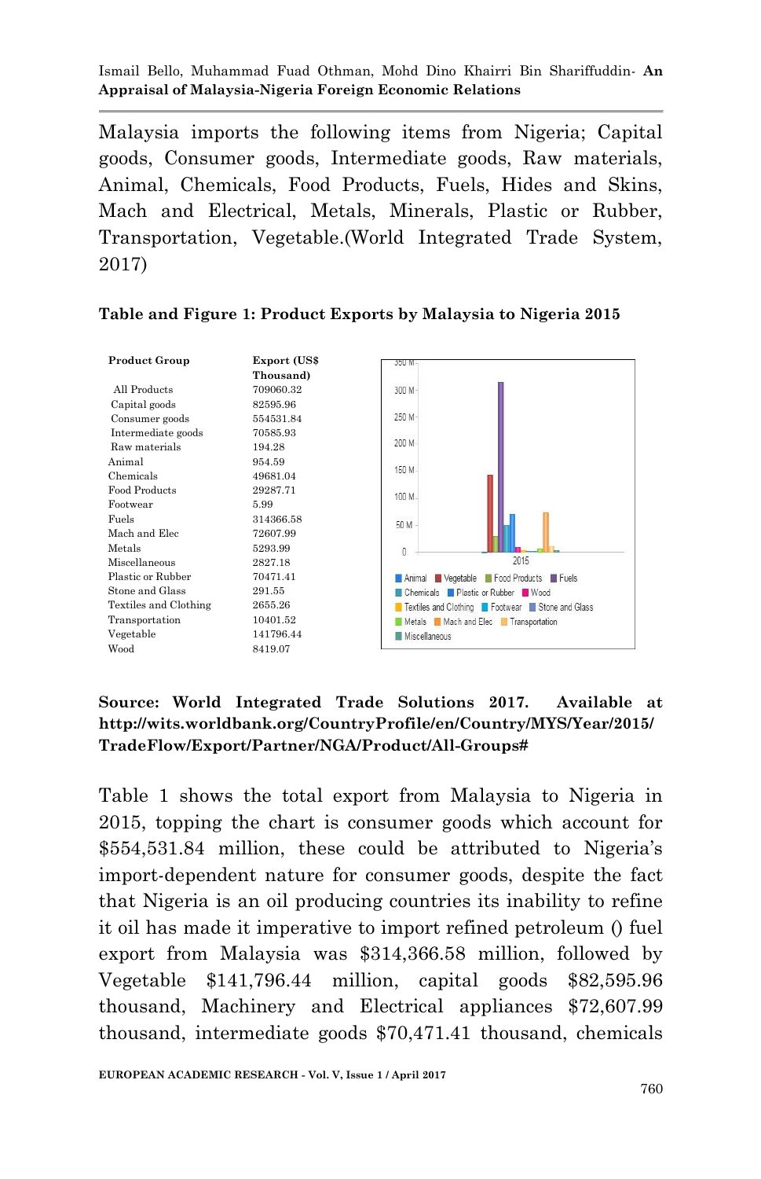Malaysia imports the following items from Nigeria; Capital goods, Consumer goods, Intermediate goods, Raw materials, Animal, Chemicals, Food Products, Fuels, Hides and Skins, Mach and Electrical, Metals, Minerals, Plastic or Rubber, Transportation, Vegetable.(World Integrated Trade System, 2017)

**Table and Figure 1: Product Exports by Malaysia to Nigeria 2015**

| Product Group | Export (US$ Thousand) |
|---|---|
| All Products | 709060.32 |
| Capital goods | 82595.96 |
| Consumer goods | 554531.84 |
| Intermediate goods | 70585.93 |
| Raw materials | 194.28 |
| Animal | 954.59 |
| Chemicals | 49681.04 |
| Food Products | 29287.71 |
| Footwear | 5.99 |
| Fuels | 314366.58 |
| Mach and Elec | 72607.99 |
| Metals | 5293.99 |
| Miscellaneous | 2827.18 |
| Plastic or Rubber | 70471.41 |
| Stone and Glass | 291.55 |
| Textiles and Clothing | 2655.26 |
| Transportation | 10401.52 |
| Vegetable | 141796.44 |
| Wood | 8419.07 |

**Source: World Integrated Trade Solutions 2017. Available at http://wits.worldbank.org/CountryProfile/en/Country/MYS/Year/2015/TradeFlow/Export/Partner/NGA/Product/All-Groups#**

Table 1 shows the total export from Malaysia to Nigeria in 2015, topping the chart is consumer goods which account for $554,531.84 million, these could be attributed to Nigeria's import-dependent nature for consumer goods, despite the fact that Nigeria is an oil producing countries its inability to refine it oil has made it imperative to import refined petroleum () fuel export from Malaysia was $314,366.58 million, followed by Vegetable $141,796.44 million, capital goods $82,595.96 thousand, Machinery and Electrical appliances $72,607.99 thousand, intermediate goods $70,471.41 thousand, chemicals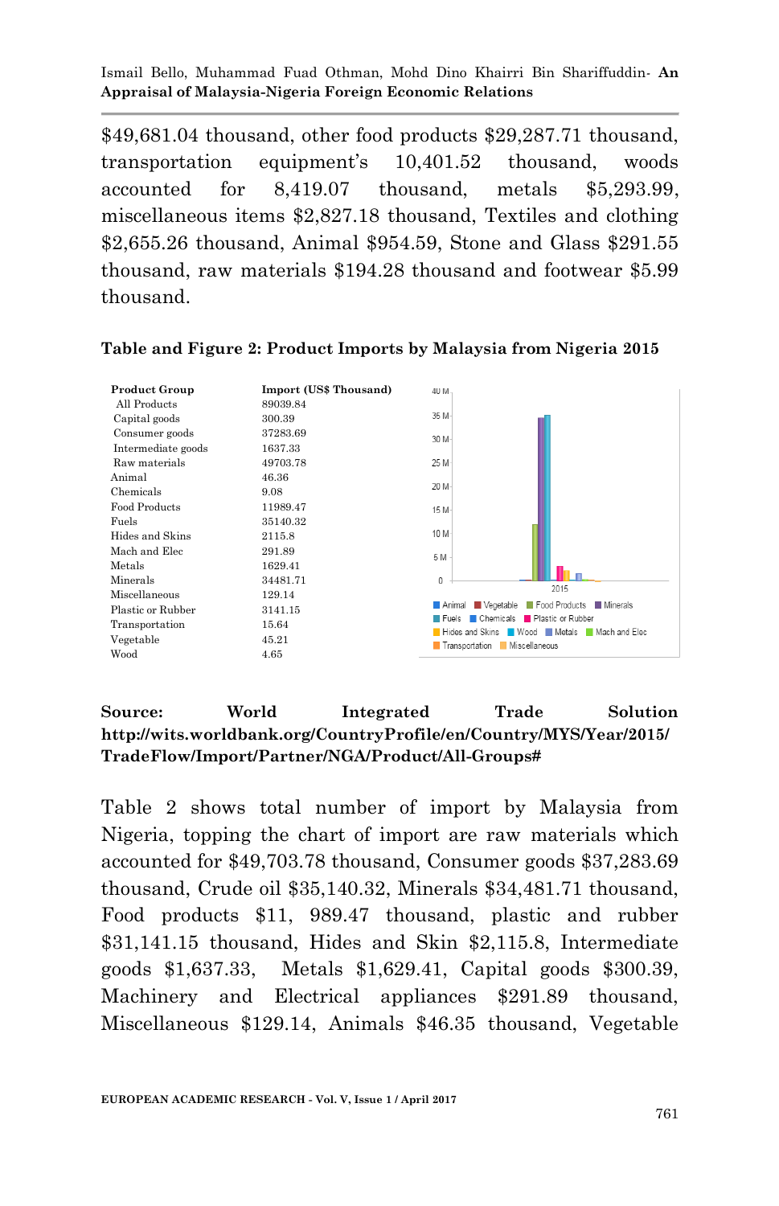$49,681.04 thousand, other food products $29,287.71 thousand, transportation equipment's 10,401.52 thousand, woods accounted for 8,419.07 thousand, metals $5,293.99, miscellaneous items $2,827.18 thousand, Textiles and clothing $2,655.26 thousand, Animal $954.59, Stone and Glass $291.55 thousand, raw materials $194.28 thousand and footwear $5.99 thousand.

**Table and Figure 2: Product Imports by Malaysia from Nigeria 2015**

| Product Group | Import (US$ Thousand) |
|---|---|
| All Products | 89039.84 |
| Capital goods | 300.39 |
| Consumer goods | 37283.69 |
| Intermediate goods | 1637.33 |
| Raw materials | 49703.78 |
| Animal | 46.36 |
| Chemicals | 9.08 |
| Food Products | 11989.47 |
| Fuels | 35140.32 |
| Hides and Skins | 2115.8 |
| Mach and Elec | 291.89 |
| Metals | 1629.41 |
| Minerals | 34481.71 |
| Miscellaneous | 129.14 |
| Plastic or Rubber | 3141.15 |
| Transportation | 15.64 |
| Vegetable | 45.21 |
| Wood | 4.65 |

**Source: World Integrated Trade Solution http://wits.worldbank.org/CountryProfile/en/Country/MYS/Year/2015/TradeFlow/Import/Partner/NGA/Product/All-Groups#**

Table 2 shows total number of import by Malaysia from Nigeria, topping the chart of import are raw materials which accounted for $49,703.78 thousand, Consumer goods $37,283.69 thousand, Crude oil $35,140.32, Minerals $34,481.71 thousand, Food products $11, 989.47 thousand, plastic and rubber $31,141.15 thousand, Hides and Skin $2,115.8, Intermediate goods $1,637.33, Metals $1,629.41, Capital goods $300.39, Machinery and Electrical appliances $291.89 thousand, Miscellaneous $129.14, Animals $46.35 thousand, Vegetable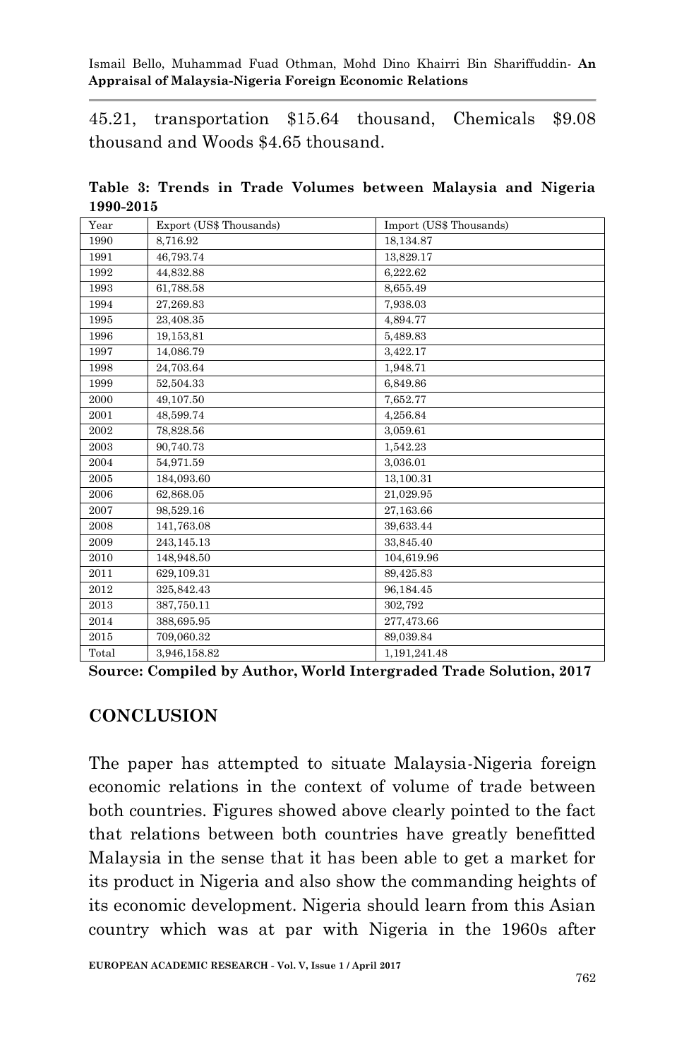45.21, transportation $15.64 thousand, Chemicals $9.08 thousand and Woods $4.65 thousand.

**Table 3: Trends in Trade Volumes between Malaysia and Nigeria 1990-2015**

| Year | Export (US$ Thousands) | Import (US$ Thousands) |
|---|---|---|
| 1990 | 8,716.92 | 18,134.87 |
| 1991 | 46,793.74 | 13,829.17 |
| 1992 | 44,832.88 | 6,222.62 |
| 1993 | 61,788.58 | 8,655.49 |
| 1994 | 27,269.83 | 7,938.03 |
| 1995 | 23,408.35 | 4,894.77 |
| 1996 | 19,153,81 | 5,489.83 |
| 1997 | 14,086.79 | 3,422.17 |
| 1998 | 24,703.64 | 1,948.71 |
| 1999 | 52,504.33 | 6,849.86 |
| 2000 | 49,107.50 | 7,652.77 |
| 2001 | 48,599.74 | 4,256.84 |
| 2002 | 78,828.56 | 3,059.61 |
| 2003 | 90,740.73 | 1,542.23 |
| 2004 | 54,971.59 | 3,036.01 |
| 2005 | 184,093.60 | 13,100.31 |
| 2006 | 62,868.05 | 21,029.95 |
| 2007 | 98,529.16 | 27,163.66 |
| 2008 | 141,763.08 | 39,633.44 |
| 2009 | 243,145.13 | 33,845.40 |
| 2010 | 148,948.50 | 104,619.96 |
| 2011 | 629,109.31 | 89,425.83 |
| 2012 | 325,842.43 | 96,184.45 |
| 2013 | 387,750.11 | 302,792 |
| 2014 | 388,695.95 | 277,473.66 |
| 2015 | 709,060.32 | 89,039.84 |
| Total | 3,946,158.82 | 1,191,241.48 |

**Source: Compiled by Author, World Intergraded Trade Solution, 2017**

## CONCLUSION

The paper has attempted to situate Malaysia-Nigeria foreign economic relations in the context of volume of trade between both countries. Figures showed above clearly pointed to the fact that relations between both countries have greatly benefitted Malaysia in the sense that it has been able to get a market for its product in Nigeria and also show the commanding heights of its economic development. Nigeria should learn from this Asian country which was at par with Nigeria in the 1960s after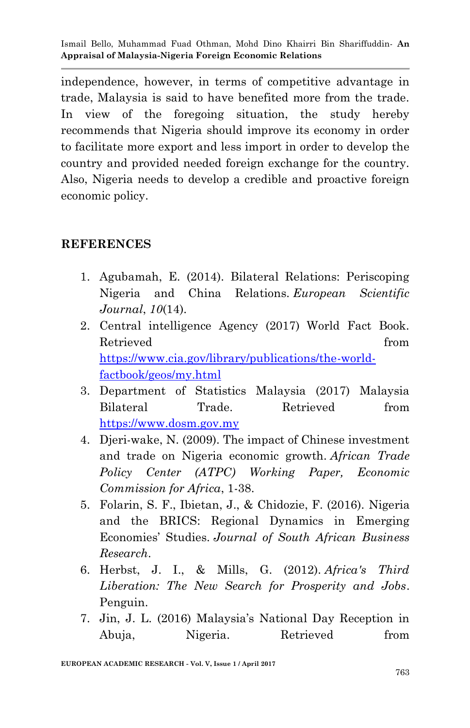independence, however, in terms of competitive advantage in trade, Malaysia is said to have benefited more from the trade. In view of the foregoing situation, the study hereby recommends that Nigeria should improve its economy in order to facilitate more export and less import in order to develop the country and provided needed foreign exchange for the country. Also, Nigeria needs to develop a credible and proactive foreign economic policy.

## REFERENCES

1. Agubamah, E. (2014). Bilateral Relations: Periscoping Nigeria and China Relations. *European Scientific Journal*, *10*(14).
2. Central intelligence Agency (2017) World Fact Book. Retrieved from https://www.cia.gov/library/publications/the-world-factbook/geos/my.html
3. Department of Statistics Malaysia (2017) Malaysia Bilateral Trade. Retrieved from https://www.dosm.gov.my
4. Djeri-wake, N. (2009). The impact of Chinese investment and trade on Nigeria economic growth. *African Trade Policy Center (ATPC) Working Paper, Economic Commission for Africa*, 1-38.
5. Folarin, S. F., Ibietan, J., & Chidozie, F. (2016). Nigeria and the BRICS: Regional Dynamics in Emerging Economies' Studies. *Journal of South African Business Research*.
6. Herbst, J. I., & Mills, G. (2012). *Africa's Third Liberation: The New Search for Prosperity and Jobs*. Penguin.
7. Jin, J. L. (2016) Malaysia's National Day Reception in Abuja, Nigeria. Retrieved from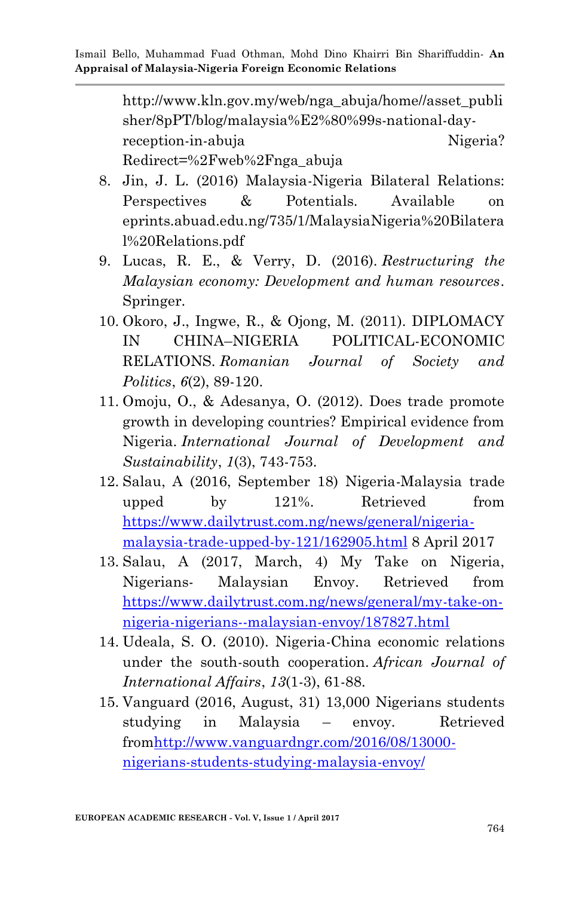http://www.kln.gov.my/web/nga_abuja/home//asset_publisher/8pPT/blog/malaysia%E2%80%99s-national-day-reception-in-abuja Nigeria?Redirect=%2Fweb%2Fnga_abuja

8. Jin, J. L. (2016) Malaysia-Nigeria Bilateral Relations: Perspectives & Potentials. Available on eprints.abuad.edu.ng/735/1/MalaysiaNigeria%20Bilateral%20Relations.pdf
9. Lucas, R. E., & Verry, D. (2016). *Restructuring the Malaysian economy: Development and human resources*. Springer.
10. Okoro, J., Ingwe, R., & Ojong, M. (2011). DIPLOMACY IN CHINA–NIGERIA POLITICAL-ECONOMIC RELATIONS. *Romanian Journal of Society and Politics*, *6*(2), 89-120.
11. Omoju, O., & Adesanya, O. (2012). Does trade promote growth in developing countries? Empirical evidence from Nigeria. *International Journal of Development and Sustainability*, *1*(3), 743-753.
12. Salau, A (2016, September 18) Nigeria-Malaysia trade upped by 121%. Retrieved from https://www.dailytrust.com.ng/news/general/nigeria-malaysia-trade-upped-by-121/162905.html 8 April 2017
13. Salau, A (2017, March, 4) My Take on Nigeria, Nigerians- Malaysian Envoy. Retrieved from https://www.dailytrust.com.ng/news/general/my-take-on-nigeria-nigerians--malaysian-envoy/187827.html
14. Udeala, S. O. (2010). Nigeria-China economic relations under the south-south cooperation. *African Journal of International Affairs*, *13*(1-3), 61-88.
15. Vanguard (2016, August, 31) 13,000 Nigerians students studying in Malaysia – envoy. Retrieved fromhttp://www.vanguardngr.com/2016/08/13000-nigerians-students-studying-malaysia-envoy/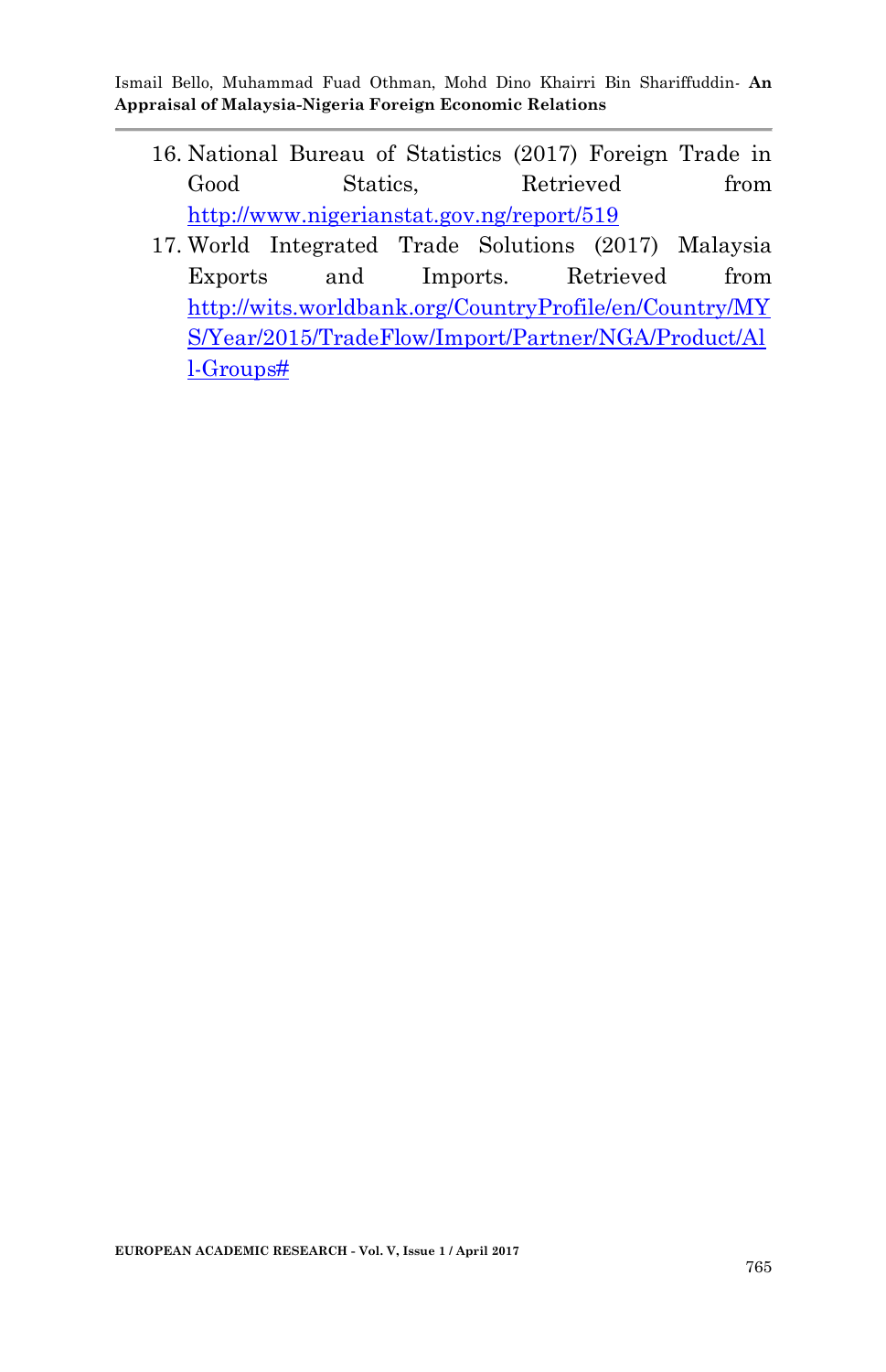16. National Bureau of Statistics (2017) Foreign Trade in Good Statics, Retrieved from http://www.nigerianstat.gov.ng/report/519
17. World Integrated Trade Solutions (2017) Malaysia Exports and Imports. Retrieved from http://wits.worldbank.org/CountryProfile/en/Country/MYS/Year/2015/TradeFlow/Import/Partner/NGA/Product/All-Groups#